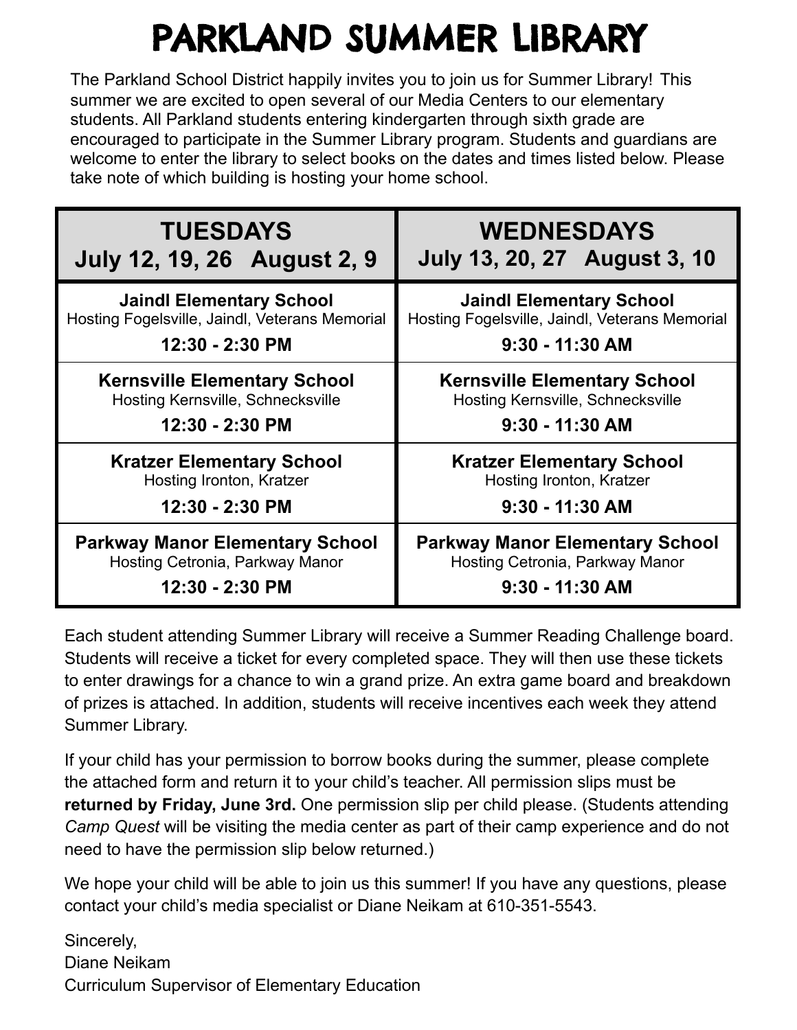# PARKLAND SUMMER LIBRARY

The Parkland School District happily invites you to join us for Summer Library! This summer we are excited to open several of our Media Centers to our elementary students. All Parkland students entering kindergarten through sixth grade are encouraged to participate in the Summer Library program. Students and guardians are welcome to enter the library to select books on the dates and times listed below. Please take note of which building is hosting your home school.

| **TUESDAYS**<br>**July 12, 19, 26 August 2, 9** | **WEDNESDAYS**<br>**July 13, 20, 27 August 3, 10** |
|---|---|
| **Jaindl Elementary School**<br>Hosting Fogelsville, Jaindl, Veterans Memorial<br>**12:30 - 2:30 PM** | **Jaindl Elementary School**<br>Hosting Fogelsville, Jaindl, Veterans Memorial<br>**9:30 - 11:30 AM** |
| **Kernsville Elementary School**<br>Hosting Kernsville, Schnecksville<br>**12:30 - 2:30 PM** | **Kernsville Elementary School**<br>Hosting Kernsville, Schnecksville<br>**9:30 - 11:30 AM** |
| **Kratzer Elementary School**<br>Hosting Ironton, Kratzer<br>**12:30 - 2:30 PM** | **Kratzer Elementary School**<br>Hosting Ironton, Kratzer<br>**9:30 - 11:30 AM** |
| **Parkway Manor Elementary School**<br>Hosting Cetronia, Parkway Manor<br>**12:30 - 2:30 PM** | **Parkway Manor Elementary School**<br>Hosting Cetronia, Parkway Manor<br>**9:30 - 11:30 AM** |

Each student attending Summer Library will receive a Summer Reading Challenge board. Students will receive a ticket for every completed space. They will then use these tickets to enter drawings for a chance to win a grand prize. An extra game board and breakdown of prizes is attached. In addition, students will receive incentives each week they attend Summer Library.

If your child has your permission to borrow books during the summer, please complete the attached form and return it to your child's teacher. All permission slips must be **returned by Friday, June 3rd.** One permission slip per child please. (Students attending *Camp Quest* will be visiting the media center as part of their camp experience and do not need to have the permission slip below returned.)

We hope your child will be able to join us this summer! If you have any questions, please contact your child's media specialist or Diane Neikam at 610-351-5543.

Sincerely,
Diane Neikam
Curriculum Supervisor of Elementary Education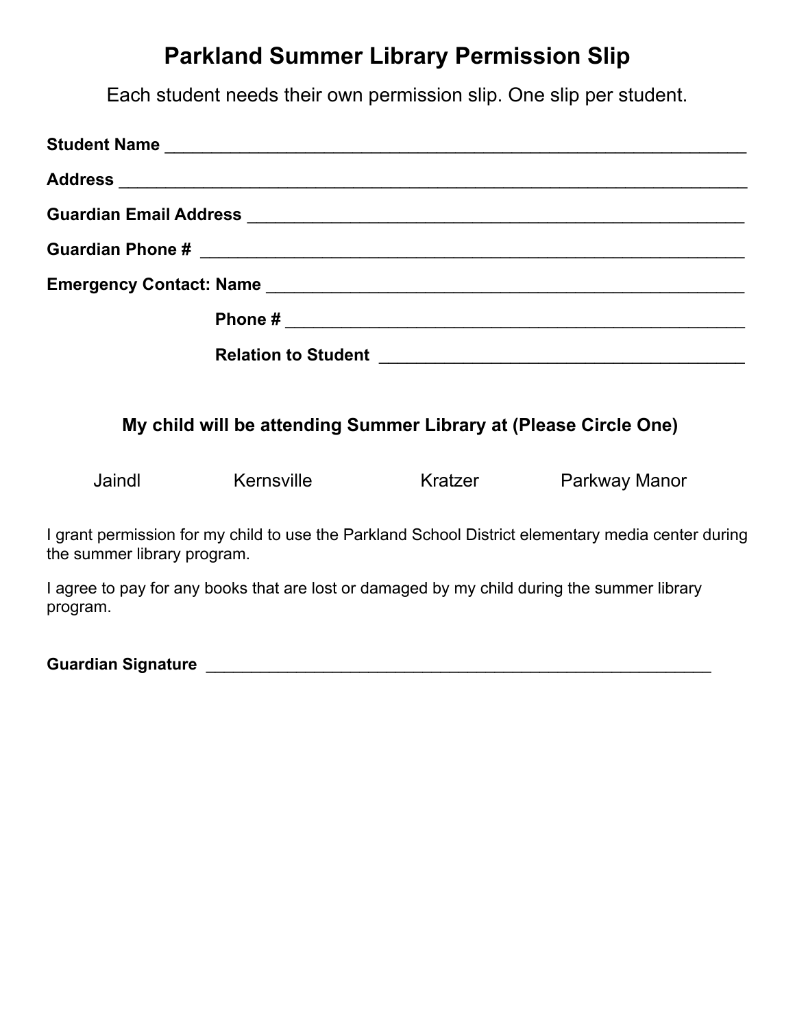# Parkland Summer Library Permission Slip

Each student needs their own permission slip. One slip per student.

**Student Name** ___________________________________________________________

**Address** ________________________________________________________________

**Guardian Email Address** ____________________________________________________

**Guardian Phone #** _________________________________________________________

**Emergency Contact: Name** __________________________________________________

**Phone #** ______________________________________________

**Relation to Student** _______________________________________

**My child will be attending Summer Library at (Please Circle One)**

Jaindl        Kernsville        Kratzer        Parkway Manor

I grant permission for my child to use the Parkland School District elementary media center during the summer library program.

I agree to pay for any books that are lost or damaged by my child during the summer library program.

**Guardian Signature** ______________________________________________________